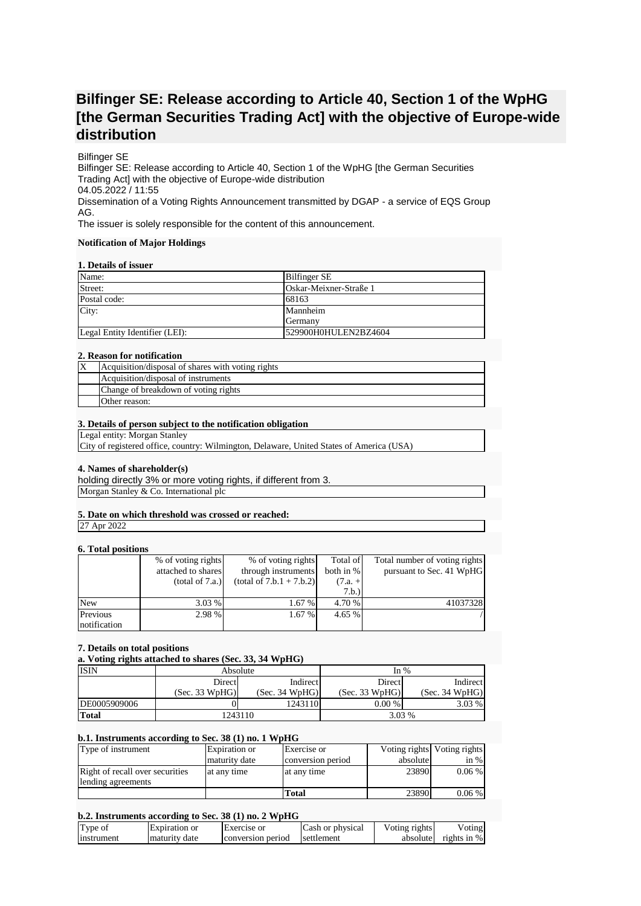# Bilfinger SE: Release according to Article 40, Section 1 of the WpHG [the German Securities Trading Act] with the objective of Europe-wide distribution

Bilfinger SE
Bilfinger SE: Release according to Article 40, Section 1 of the WpHG [the German Securities Trading Act] with the objective of Europe-wide distribution
04.05.2022 / 11:55
Dissemination of a Voting Rights Announcement transmitted by DGAP - a service of EQS Group AG.
The issuer is solely responsible for the content of this announcement.

**Notification of Major Holdings**

**1. Details of issuer**

| | |
|---|---|
| Name: | Bilfinger SE |
| Street: | Oskar-Meixner-Straße 1 |
| Postal code: | 68163 |
| City: | Mannheim<br>Germany |
| Legal Entity Identifier (LEI): | 529900H0HULEN2BZ4604 |

**2. Reason for notification**

| | |
|---|---|
| X | Acquisition/disposal of shares with voting rights |
| | Acquisition/disposal of instruments |
| | Change of breakdown of voting rights |
| | Other reason: |

**3. Details of person subject to the notification obligation**

Legal entity: Morgan Stanley
City of registered office, country: Wilmington, Delaware, United States of America (USA)

**4. Names of shareholder(s)**

holding directly 3% or more voting rights, if different from 3.

Morgan Stanley & Co. International plc

**5. Date on which threshold was crossed or reached:**

27 Apr 2022

**6. Total positions**

| | % of voting rights attached to shares (total of 7.a.) | % of voting rights through instruments (total of 7.b.1 + 7.b.2) | Total of both in % (7.a. + 7.b.) | Total number of voting rights pursuant to Sec. 41 WpHG |
|---|---|---|---|---|
| New | 3.03 % | 1.67 % | 4.70 % | 41037328 |
| Previous notification | 2.98 % | 1.67 % | 4.65 % | / |

**7. Details on total positions**

**a. Voting rights attached to shares (Sec. 33, 34 WpHG)**

| ISIN | Absolute | | In % | |
|---|---|---|---|---|
| | Direct (Sec. 33 WpHG) | Indirect (Sec. 34 WpHG) | Direct (Sec. 33 WpHG) | Indirect (Sec. 34 WpHG) |
| DE0005909006 | 0 | 1243110 | 0.00 % | 3.03 % |
| **Total** | 1243110 | | 3.03 % | |

**b.1. Instruments according to Sec. 38 (1) no. 1 WpHG**

| Type of instrument | Expiration or maturity date | Exercise or conversion period | Voting rights absolute | Voting rights in % |
|---|---|---|---|---|
| Right of recall over securities lending agreements | at any time | at any time | 23890 | 0.06 % |
| | | **Total** | 23890 | 0.06 % |

**b.2. Instruments according to Sec. 38 (1) no. 2 WpHG**

| Type of instrument | Expiration or maturity date | Exercise or conversion period | Cash or physical settlement | Voting rights absolute | Voting rights in % |
|---|---|---|---|---|---|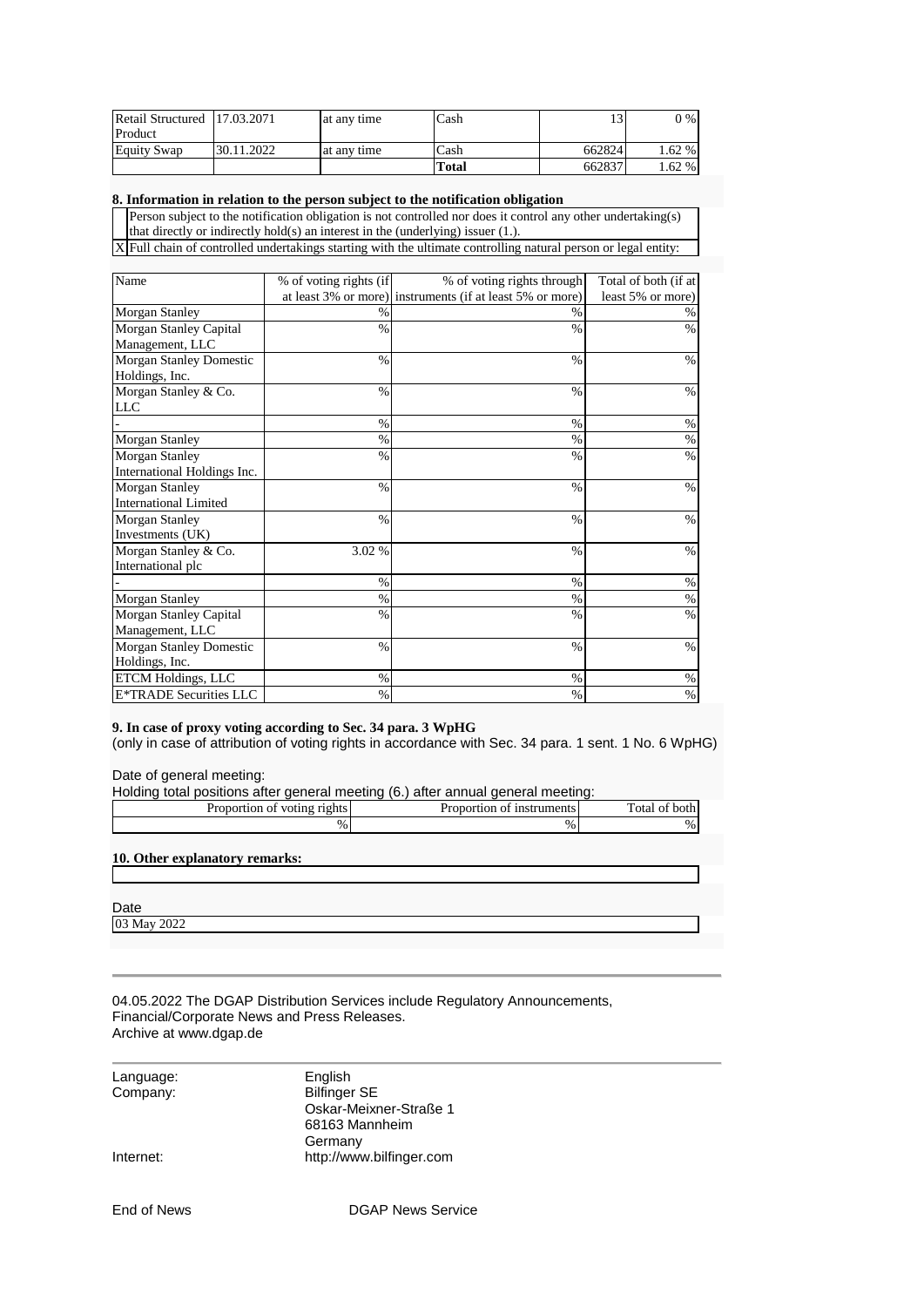| | | | | | |
|---|---|---|---|---|---|
| Retail Structured Product | 17.03.2071 | at any time | Cash | 13 | 0 % |
| Equity Swap | 30.11.2022 | at any time | Cash | 662824 | 1.62 % |
| | | | **Total** | 662837 | 1.62 % |

**8. Information in relation to the person subject to the notification obligation**

| | |
|---|---|
| | Person subject to the notification obligation is not controlled nor does it control any other undertaking(s) that directly or indirectly hold(s) an interest in the (underlying) issuer (1.). |
| X | Full chain of controlled undertakings starting with the ultimate controlling natural person or legal entity: |

| Name | % of voting rights (if at least 3% or more) | % of voting rights through instruments (if at least 5% or more) | Total of both (if at least 5% or more) |
|---|---|---|---|
| Morgan Stanley | % | % | % |
| Morgan Stanley Capital Management, LLC | % | % | % |
| Morgan Stanley Domestic Holdings, Inc. | % | % | % |
| Morgan Stanley & Co. LLC | % | % | % |
| - | % | % | % |
| Morgan Stanley | % | % | % |
| Morgan Stanley International Holdings Inc. | % | % | % |
| Morgan Stanley International Limited | % | % | % |
| Morgan Stanley Investments (UK) | % | % | % |
| Morgan Stanley & Co. International plc | 3.02 % | % | % |
| - | % | % | % |
| Morgan Stanley | % | % | % |
| Morgan Stanley Capital Management, LLC | % | % | % |
| Morgan Stanley Domestic Holdings, Inc. | % | % | % |
| ETCM Holdings, LLC | % | % | % |
| E*TRADE Securities LLC | % | % | % |

**9. In case of proxy voting according to Sec. 34 para. 3 WpHG**
(only in case of attribution of voting rights in accordance with Sec. 34 para. 1 sent. 1 No. 6 WpHG)

Date of general meeting:

Holding total positions after general meeting (6.) after annual general meeting:

| Proportion of voting rights | Proportion of instruments | Total of both |
|---|---|---|
| % | % | % |

**10. Other explanatory remarks:**

Date

03 May 2022

04.05.2022 The DGAP Distribution Services include Regulatory Announcements, Financial/Corporate News and Press Releases.
Archive at www.dgap.de

| | |
|---|---|
| Language: | English |
| Company: | Bilfinger SE<br>Oskar-Meixner-Straße 1<br>68163 Mannheim<br>Germany |
| Internet: | http://www.bilfinger.com |

End of News DGAP News Service